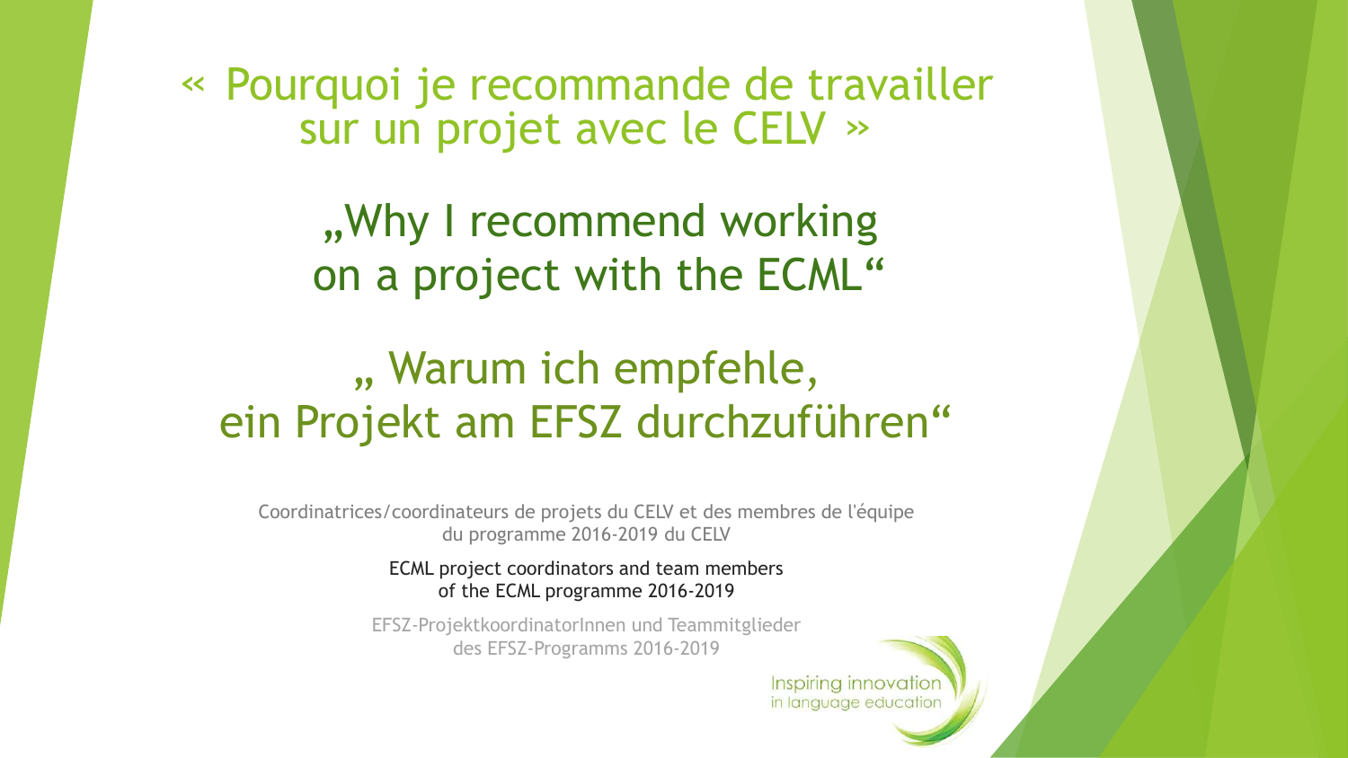# « Pourquoi je recommande de travailler sur un projet avec le CELV »

# „Why I recommend working on a project with the ECML“

# „ Warum ich empfehle, ein Projekt am EFSZ durchzuführen“

Coordinatrices/coordinateurs de projets du CELV et des membres de l'équipe du programme 2016-2019 du CELV

ECML project coordinators and team members of the ECML programme 2016-2019

EFSZ-ProjektkoordinatorInnen und Teammitglieder des EFSZ-Programms 2016-2019

Inspiring innovation in language education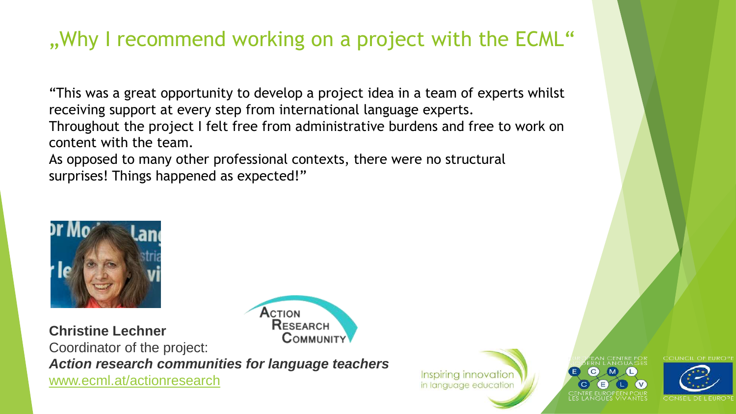# „Why I recommend working on a project with the ECML“

“This was a great opportunity to develop a project idea in a team of experts whilst receiving support at every step from international language experts.
Throughout the project I felt free from administrative burdens and free to work on content with the team.
As opposed to many other professional contexts, there were no structural surprises! Things happened as expected!”

**Christine Lechner**
Coordinator of the project:
***Action research communities for language teachers***
www.ecml.at/actionresearch

Inspiring innovation in language education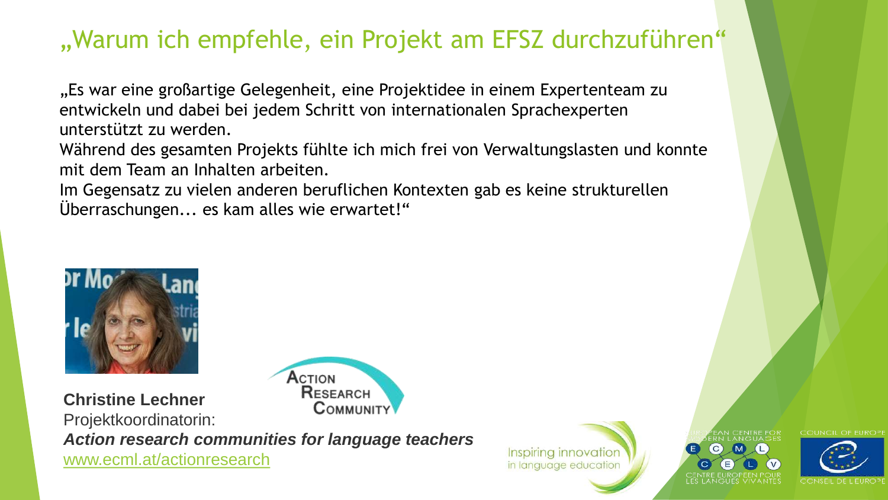# „Warum ich empfehle, ein Projekt am EFSZ durchzuführen"

„Es war eine großartige Gelegenheit, eine Projektidee in einem Expertenteam zu entwickeln und dabei bei jedem Schritt von internationalen Sprachexperten unterstützt zu werden.
Während des gesamten Projekts fühlte ich mich frei von Verwaltungslasten und konnte mit dem Team an Inhalten arbeiten.
Im Gegensatz zu vielen anderen beruflichen Kontexten gab es keine strukturellen Überraschungen... es kam alles wie erwartet!"

**Christine Lechner**
Projektkoordinatorin:
***Action research communities for language teachers***
www.ecml.at/actionresearch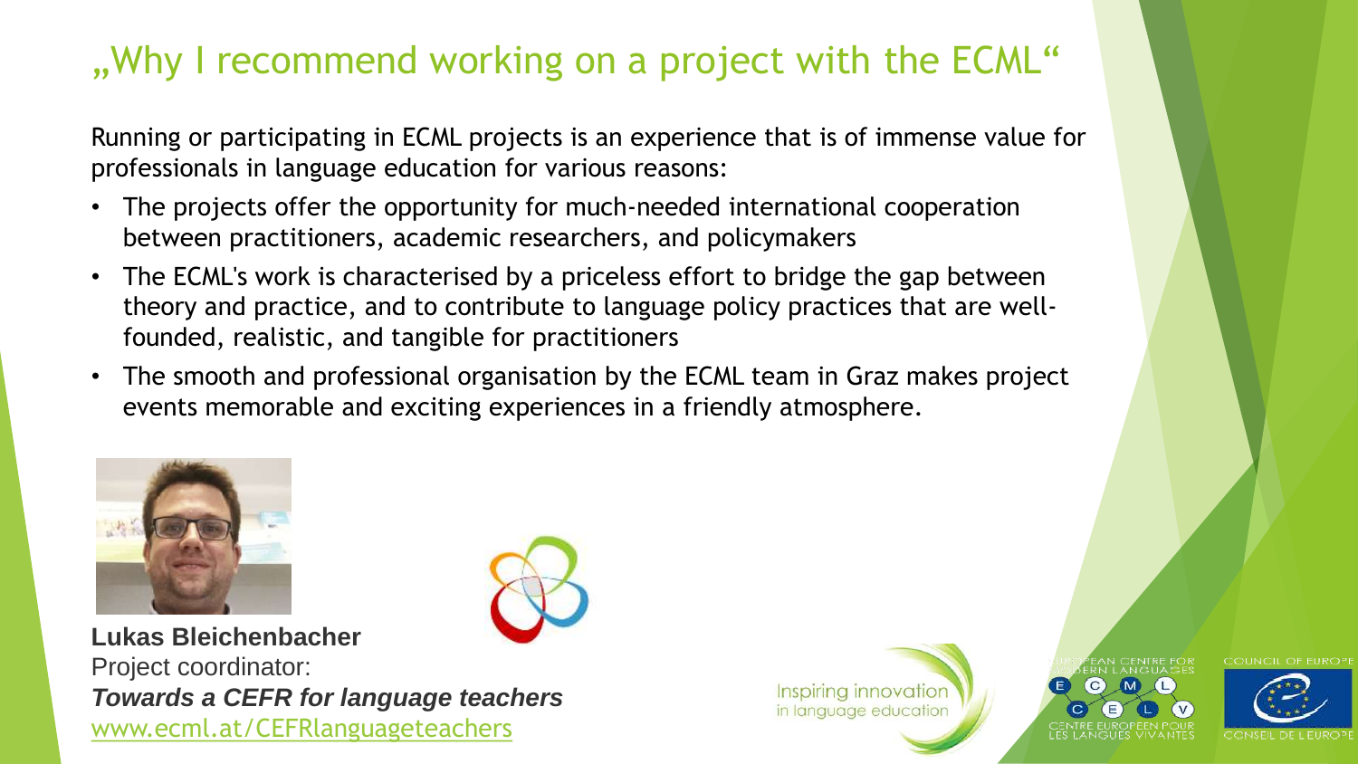# „Why I recommend working on a project with the ECML"

Running or participating in ECML projects is an experience that is of immense value for professionals in language education for various reasons:

- The projects offer the opportunity for much-needed international cooperation between practitioners, academic researchers, and policymakers
- The ECML's work is characterised by a priceless effort to bridge the gap between theory and practice, and to contribute to language policy practices that are well-founded, realistic, and tangible for practitioners
- The smooth and professional organisation by the ECML team in Graz makes project events memorable and exciting experiences in a friendly atmosphere.

**Lukas Bleichenbacher**
Project coordinator:
***Towards a CEFR for language teachers***
www.ecml.at/CEFRlanguageteachers

Inspiring innovation in language education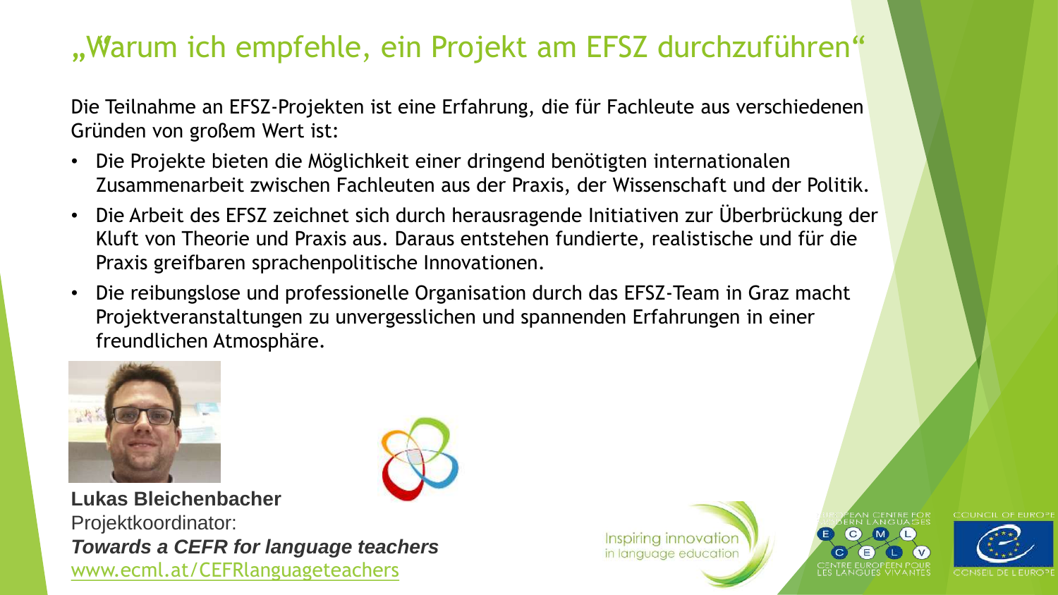# „Warum ich empfehle, ein Projekt am EFSZ durchzuführen"

Die Teilnahme an EFSZ-Projekten ist eine Erfahrung, die für Fachleute aus verschiedenen Gründen von großem Wert ist:

- Die Projekte bieten die Möglichkeit einer dringend benötigten internationalen Zusammenarbeit zwischen Fachleuten aus der Praxis, der Wissenschaft und der Politik.
- Die Arbeit des EFSZ zeichnet sich durch herausragende Initiativen zur Überbrückung der Kluft von Theorie und Praxis aus. Daraus entstehen fundierte, realistische und für die Praxis greifbaren sprachenpolitische Innovationen.
- Die reibungslose und professionelle Organisation durch das EFSZ-Team in Graz macht Projektveranstaltungen zu unvergesslichen und spannenden Erfahrungen in einer freundlichen Atmosphäre.

**Lukas Bleichenbacher**
Projektkoordinator:
***Towards a CEFR for language teachers***
www.ecml.at/CEFRlanguageteachers

Inspiring innovation in language education

EUROPEAN CENTRE FOR MODERN LANGUAGES
CENTRE EUROPÉEN POUR LES LANGUES VIVANTES

COUNCIL OF EUROPE
CONSEIL DE L'EUROPE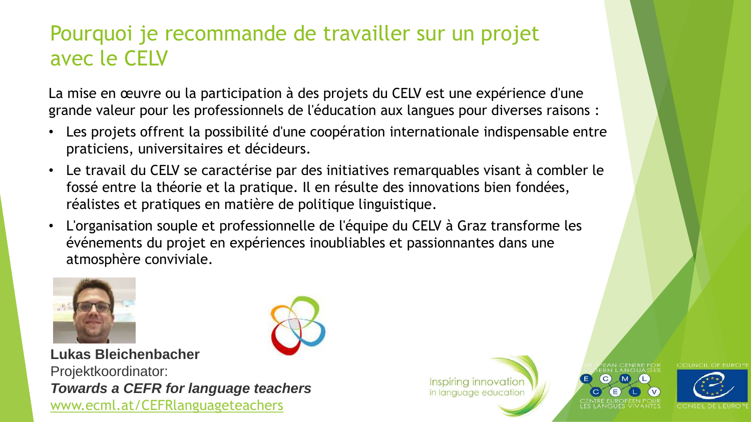# Pourquoi je recommande de travailler sur un projet avec le CELV

La mise en œuvre ou la participation à des projets du CELV est une expérience d'une grande valeur pour les professionnels de l'éducation aux langues pour diverses raisons :

- Les projets offrent la possibilité d'une coopération internationale indispensable entre praticiens, universitaires et décideurs.
- Le travail du CELV se caractérise par des initiatives remarquables visant à combler le fossé entre la théorie et la pratique. Il en résulte des innovations bien fondées, réalistes et pratiques en matière de politique linguistique.
- L'organisation souple et professionnelle de l'équipe du CELV à Graz transforme les événements du projet en expériences inoubliables et passionnantes dans une atmosphère conviviale.

**Lukas Bleichenbacher**
Projektkoordinator:
***Towards a CEFR for language teachers***
www.ecml.at/CEFRlanguageteachers

Inspiring innovation in language education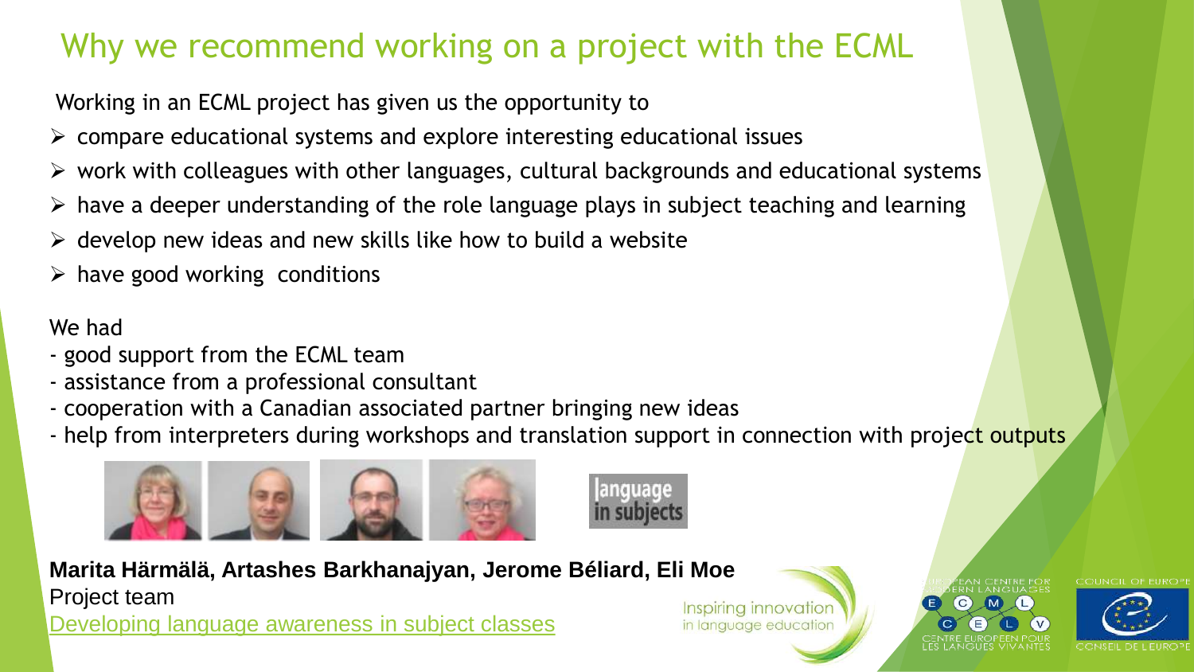# Why we recommend working on a project with the ECML

Working in an ECML project has given us the opportunity to

- compare educational systems and explore interesting educational issues
- work with colleagues with other languages, cultural backgrounds and educational systems
- have a deeper understanding of the role language plays in subject teaching and learning
- develop new ideas and new skills like how to build a website
- have good working conditions

We had

- good support from the ECML team
- assistance from a professional consultant
- cooperation with a Canadian associated partner bringing new ideas
- help from interpreters during workshops and translation support in connection with project outputs

language in subjects

**Marita Härmälä, Artashes Barkhanajyan, Jerome Béliard, Eli Moe**

Project team

Developing language awareness in subject classes

Inspiring innovation in language education

EUROPEAN CENTRE FOR MODERN LANGUAGES ECML CELV CENTRE EUROPÉEN POUR LES LANGUES VIVANTES

COUNCIL OF EUROPE CONSEIL DE L'EUROPE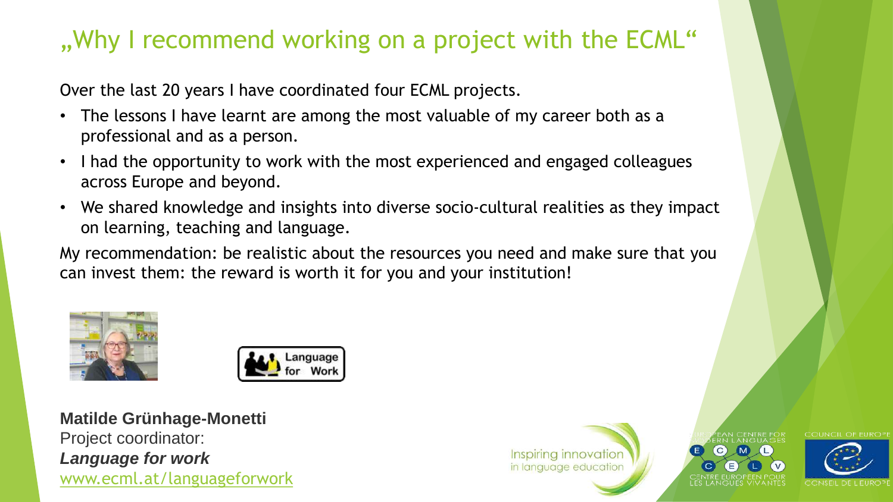# „Why I recommend working on a project with the ECML"

Over the last 20 years I have coordinated four ECML projects.

- The lessons I have learnt are among the most valuable of my career both as a professional and as a person.
- I had the opportunity to work with the most experienced and engaged colleagues across Europe and beyond.
- We shared knowledge and insights into diverse socio-cultural realities as they impact on learning, teaching and language.

My recommendation: be realistic about the resources you need and make sure that you can invest them: the reward is worth it for you and your institution!

**Matilde Grünhage-Monetti**
Project coordinator:
***Language for work***
www.ecml.at/languageforwork